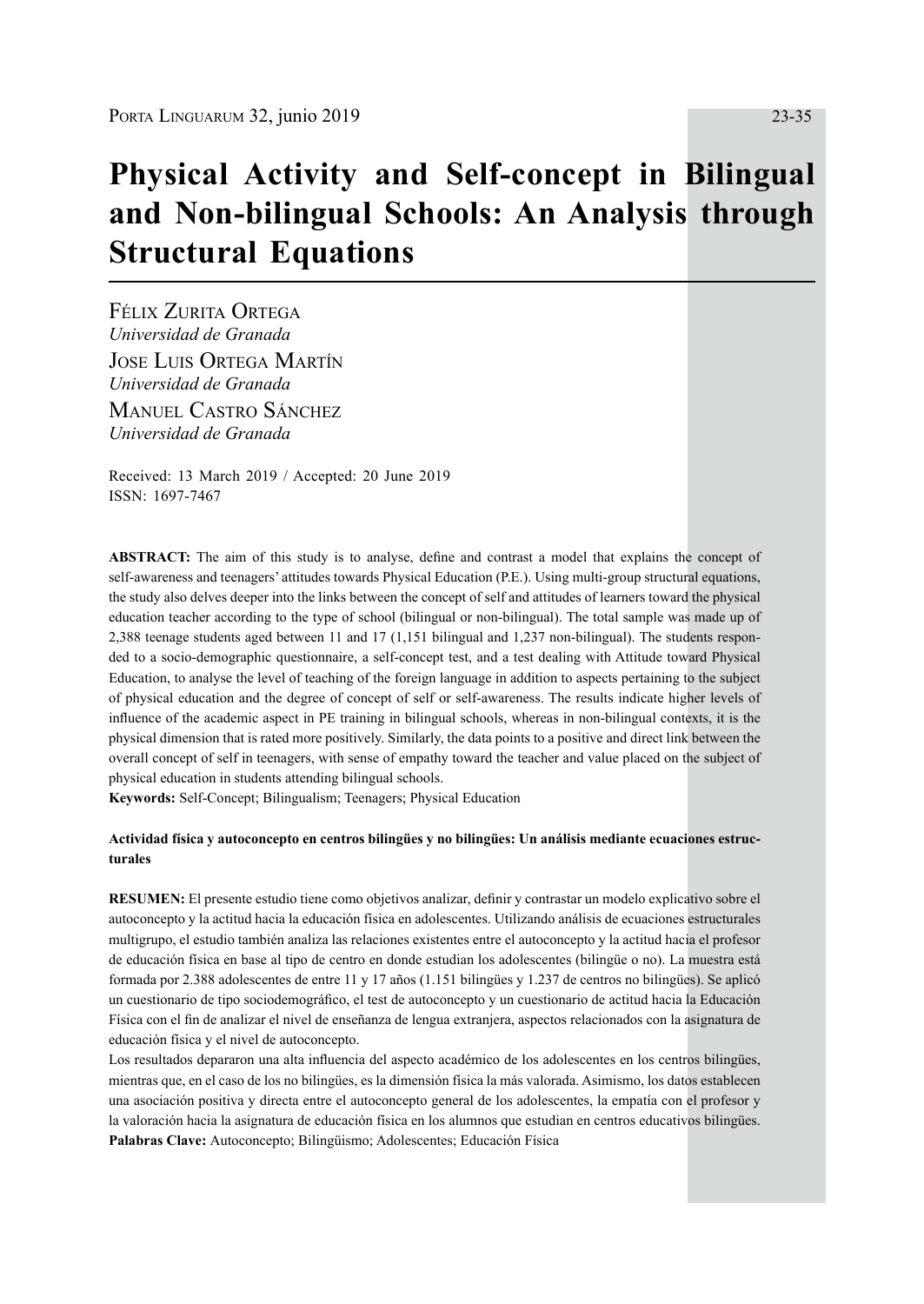# Physical Activity and Self-concept in Bilingual and Non-bilingual Schools: An Analysis through Structural Equations

Félix Zurita Ortega
*Universidad de Granada*

Jose Luis Ortega Martín
*Universidad de Granada*

Manuel Castro Sánchez
*Universidad de Granada*

Received: 13 March 2019 / Accepted: 20 June 2019
ISSN: 1697-7467

**ABSTRACT:** The aim of this study is to analyse, define and contrast a model that explains the concept of self-awareness and teenagers' attitudes towards Physical Education (P.E.). Using multi-group structural equations, the study also delves deeper into the links between the concept of self and attitudes of learners toward the physical education teacher according to the type of school (bilingual or non-bilingual). The total sample was made up of 2,388 teenage students aged between 11 and 17 (1,151 bilingual and 1,237 non-bilingual). The students responded to a socio-demographic questionnaire, a self-concept test, and a test dealing with Attitude toward Physical Education, to analyse the level of teaching of the foreign language in addition to aspects pertaining to the subject of physical education and the degree of concept of self or self-awareness. The results indicate higher levels of influence of the academic aspect in PE training in bilingual schools, whereas in non-bilingual contexts, it is the physical dimension that is rated more positively. Similarly, the data points to a positive and direct link between the overall concept of self in teenagers, with sense of empathy toward the teacher and value placed on the subject of physical education in students attending bilingual schools.

**Keywords:** Self-Concept; Bilingualism; Teenagers; Physical Education

**Actividad física y autoconcepto en centros bilingües y no bilingües: Un análisis mediante ecuaciones estructurales**

**RESUMEN:** El presente estudio tiene como objetivos analizar, definir y contrastar un modelo explicativo sobre el autoconcepto y la actitud hacia la educación física en adolescentes. Utilizando análisis de ecuaciones estructurales multigrupo, el estudio también analiza las relaciones existentes entre el autoconcepto y la actitud hacia el profesor de educación física en base al tipo de centro en donde estudian los adolescentes (bilingüe o no). La muestra está formada por 2.388 adolescentes de entre 11 y 17 años (1.151 bilingües y 1.237 de centros no bilingües). Se aplicó un cuestionario de tipo sociodemográfico, el test de autoconcepto y un cuestionario de actitud hacia la Educación Física con el fin de analizar el nivel de enseñanza de lengua extranjera, aspectos relacionados con la asignatura de educación física y el nivel de autoconcepto.

Los resultados depararon una alta influencia del aspecto académico de los adolescentes en los centros bilingües, mientras que, en el caso de los no bilingües, es la dimensión física la más valorada. Asimismo, los datos establecen una asociación positiva y directa entre el autoconcepto general de los adolescentes, la empatía con el profesor y la valoración hacia la asignatura de educación física en los alumnos que estudian en centros educativos bilingües.

**Palabras Clave:** Autoconcepto; Bilingüismo; Adolescentes; Educación Física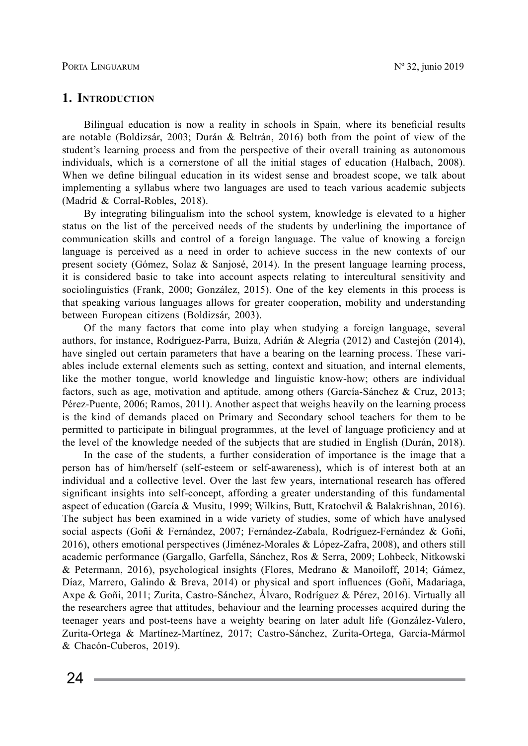## 1. Introduction

Bilingual education is now a reality in schools in Spain, where its beneficial results are notable (Boldizsár, 2003; Durán & Beltrán, 2016) both from the point of view of the student's learning process and from the perspective of their overall training as autonomous individuals, which is a cornerstone of all the initial stages of education (Halbach, 2008). When we define bilingual education in its widest sense and broadest scope, we talk about implementing a syllabus where two languages are used to teach various academic subjects (Madrid & Corral-Robles, 2018).

By integrating bilingualism into the school system, knowledge is elevated to a higher status on the list of the perceived needs of the students by underlining the importance of communication skills and control of a foreign language. The value of knowing a foreign language is perceived as a need in order to achieve success in the new contexts of our present society (Gómez, Solaz & Sanjosé, 2014). In the present language learning process, it is considered basic to take into account aspects relating to intercultural sensitivity and sociolinguistics (Frank, 2000; González, 2015). One of the key elements in this process is that speaking various languages allows for greater cooperation, mobility and understanding between European citizens (Boldizsár, 2003).

Of the many factors that come into play when studying a foreign language, several authors, for instance, Rodríguez-Parra, Buiza, Adrián & Alegría (2012) and Castejón (2014), have singled out certain parameters that have a bearing on the learning process. These variables include external elements such as setting, context and situation, and internal elements, like the mother tongue, world knowledge and linguistic know-how; others are individual factors, such as age, motivation and aptitude, among others (García-Sánchez & Cruz, 2013; Pérez-Puente, 2006; Ramos, 2011). Another aspect that weighs heavily on the learning process is the kind of demands placed on Primary and Secondary school teachers for them to be permitted to participate in bilingual programmes, at the level of language proficiency and at the level of the knowledge needed of the subjects that are studied in English (Durán, 2018).

In the case of the students, a further consideration of importance is the image that a person has of him/herself (self-esteem or self-awareness), which is of interest both at an individual and a collective level. Over the last few years, international research has offered significant insights into self-concept, affording a greater understanding of this fundamental aspect of education (García & Musitu, 1999; Wilkins, Butt, Kratochvil & Balakrishnan, 2016). The subject has been examined in a wide variety of studies, some of which have analysed social aspects (Goñi & Fernández, 2007; Fernández-Zabala, Rodríguez-Fernández & Goñi, 2016), others emotional perspectives (Jiménez-Morales & López-Zafra, 2008), and others still academic performance (Gargallo, Garfella, Sánchez, Ros & Serra, 2009; Lohbeck, Nitkowski & Petermann, 2016), psychological insights (Flores, Medrano & Manoiloff, 2014; Gámez, Díaz, Marrero, Galindo & Breva, 2014) or physical and sport influences (Goñi, Madariaga, Axpe & Goñi, 2011; Zurita, Castro-Sánchez, Álvaro, Rodríguez & Pérez, 2016). Virtually all the researchers agree that attitudes, behaviour and the learning processes acquired during the teenager years and post-teens have a weighty bearing on later adult life (González-Valero, Zurita-Ortega & Martínez-Martínez, 2017; Castro-Sánchez, Zurita-Ortega, García-Mármol & Chacón-Cuberos, 2019).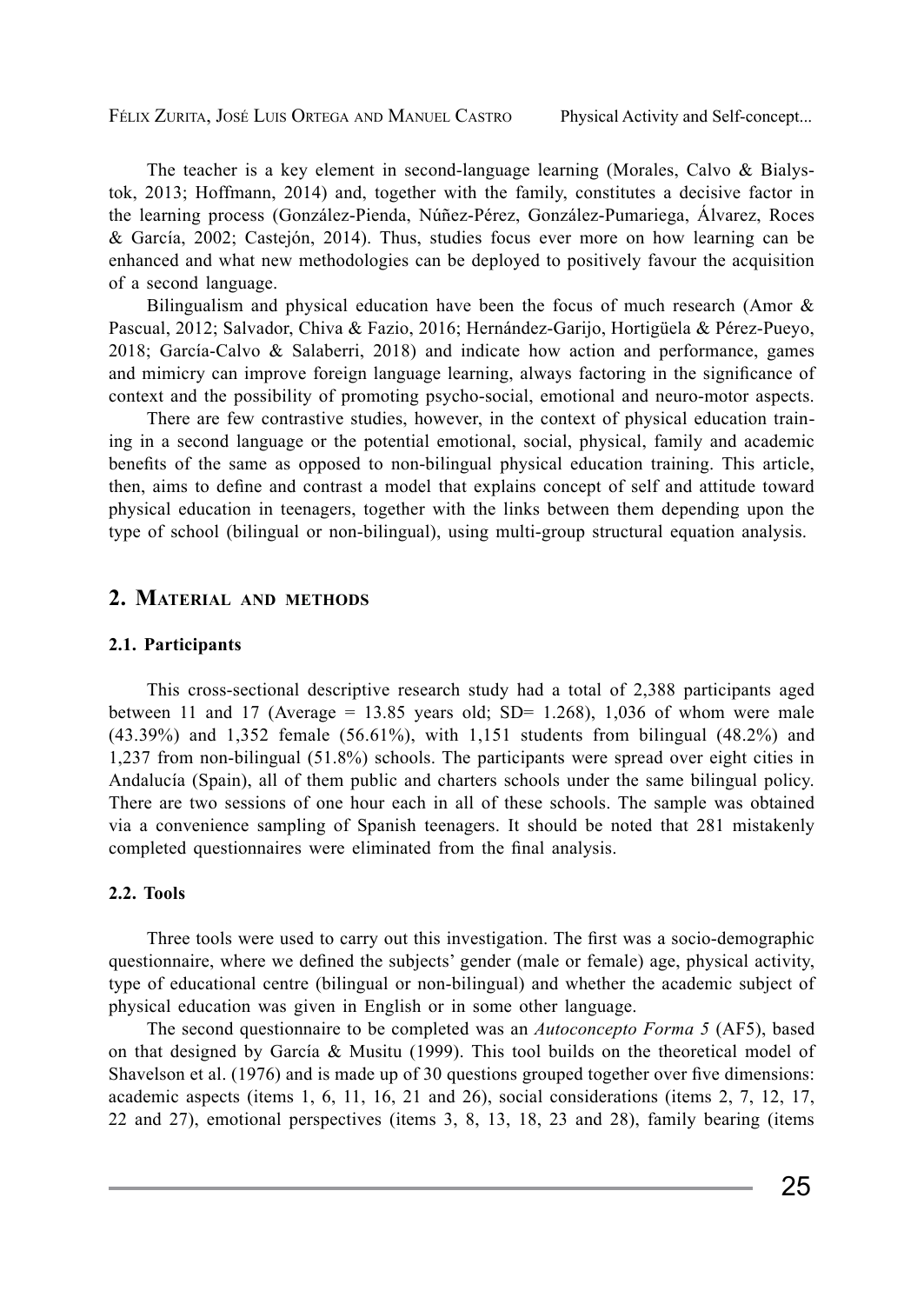The teacher is a key element in second-language learning (Morales, Calvo & Bialystok, 2013; Hoffmann, 2014) and, together with the family, constitutes a decisive factor in the learning process (González-Pienda, Núñez-Pérez, González-Pumariega, Álvarez, Roces & García, 2002; Castejón, 2014). Thus, studies focus ever more on how learning can be enhanced and what new methodologies can be deployed to positively favour the acquisition of a second language.

Bilingualism and physical education have been the focus of much research (Amor & Pascual, 2012; Salvador, Chiva & Fazio, 2016; Hernández-Garijo, Hortigüela & Pérez-Pueyo, 2018; García-Calvo & Salaberri, 2018) and indicate how action and performance, games and mimicry can improve foreign language learning, always factoring in the significance of context and the possibility of promoting psycho-social, emotional and neuro-motor aspects.

There are few contrastive studies, however, in the context of physical education training in a second language or the potential emotional, social, physical, family and academic benefits of the same as opposed to non-bilingual physical education training. This article, then, aims to define and contrast a model that explains concept of self and attitude toward physical education in teenagers, together with the links between them depending upon the type of school (bilingual or non-bilingual), using multi-group structural equation analysis.

## 2. Material and methods

### 2.1. Participants

This cross-sectional descriptive research study had a total of 2,388 participants aged between 11 and 17 (Average = 13.85 years old; SD= 1.268), 1,036 of whom were male (43.39%) and 1,352 female (56.61%), with 1,151 students from bilingual (48.2%) and 1,237 from non-bilingual (51.8%) schools. The participants were spread over eight cities in Andalucía (Spain), all of them public and charters schools under the same bilingual policy. There are two sessions of one hour each in all of these schools. The sample was obtained via a convenience sampling of Spanish teenagers. It should be noted that 281 mistakenly completed questionnaires were eliminated from the final analysis.

### 2.2. Tools

Three tools were used to carry out this investigation. The first was a socio-demographic questionnaire, where we defined the subjects' gender (male or female) age, physical activity, type of educational centre (bilingual or non-bilingual) and whether the academic subject of physical education was given in English or in some other language.

The second questionnaire to be completed was an *Autoconcepto Forma 5* (AF5), based on that designed by García & Musitu (1999). This tool builds on the theoretical model of Shavelson et al. (1976) and is made up of 30 questions grouped together over five dimensions: academic aspects (items 1, 6, 11, 16, 21 and 26), social considerations (items 2, 7, 12, 17, 22 and 27), emotional perspectives (items 3, 8, 13, 18, 23 and 28), family bearing (items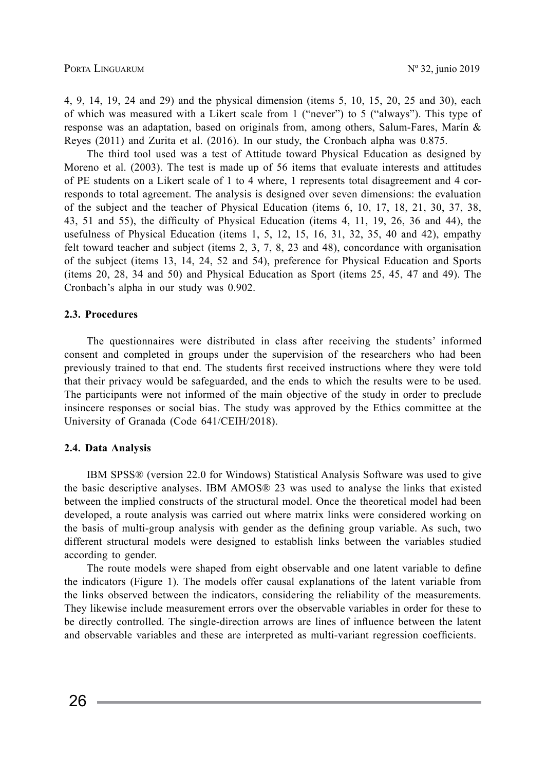4, 9, 14, 19, 24 and 29) and the physical dimension (items 5, 10, 15, 20, 25 and 30), each of which was measured with a Likert scale from 1 ("never") to 5 ("always"). This type of response was an adaptation, based on originals from, among others, Salum-Fares, Marín & Reyes (2011) and Zurita et al. (2016). In our study, the Cronbach alpha was 0.875.

The third tool used was a test of Attitude toward Physical Education as designed by Moreno et al. (2003). The test is made up of 56 items that evaluate interests and attitudes of PE students on a Likert scale of 1 to 4 where, 1 represents total disagreement and 4 corresponds to total agreement. The analysis is designed over seven dimensions: the evaluation of the subject and the teacher of Physical Education (items 6, 10, 17, 18, 21, 30, 37, 38, 43, 51 and 55), the difficulty of Physical Education (items 4, 11, 19, 26, 36 and 44), the usefulness of Physical Education (items 1, 5, 12, 15, 16, 31, 32, 35, 40 and 42), empathy felt toward teacher and subject (items 2, 3, 7, 8, 23 and 48), concordance with organisation of the subject (items 13, 14, 24, 52 and 54), preference for Physical Education and Sports (items 20, 28, 34 and 50) and Physical Education as Sport (items 25, 45, 47 and 49). The Cronbach's alpha in our study was 0.902.

### 2.3. Procedures

The questionnaires were distributed in class after receiving the students' informed consent and completed in groups under the supervision of the researchers who had been previously trained to that end. The students first received instructions where they were told that their privacy would be safeguarded, and the ends to which the results were to be used. The participants were not informed of the main objective of the study in order to preclude insincere responses or social bias. The study was approved by the Ethics committee at the University of Granada (Code 641/CEIH/2018).

### 2.4. Data Analysis

IBM SPSS® (version 22.0 for Windows) Statistical Analysis Software was used to give the basic descriptive analyses. IBM AMOS® 23 was used to analyse the links that existed between the implied constructs of the structural model. Once the theoretical model had been developed, a route analysis was carried out where matrix links were considered working on the basis of multi-group analysis with gender as the defining group variable. As such, two different structural models were designed to establish links between the variables studied according to gender.

The route models were shaped from eight observable and one latent variable to define the indicators (Figure 1). The models offer causal explanations of the latent variable from the links observed between the indicators, considering the reliability of the measurements. They likewise include measurement errors over the observable variables in order for these to be directly controlled. The single-direction arrows are lines of influence between the latent and observable variables and these are interpreted as multi-variant regression coefficients.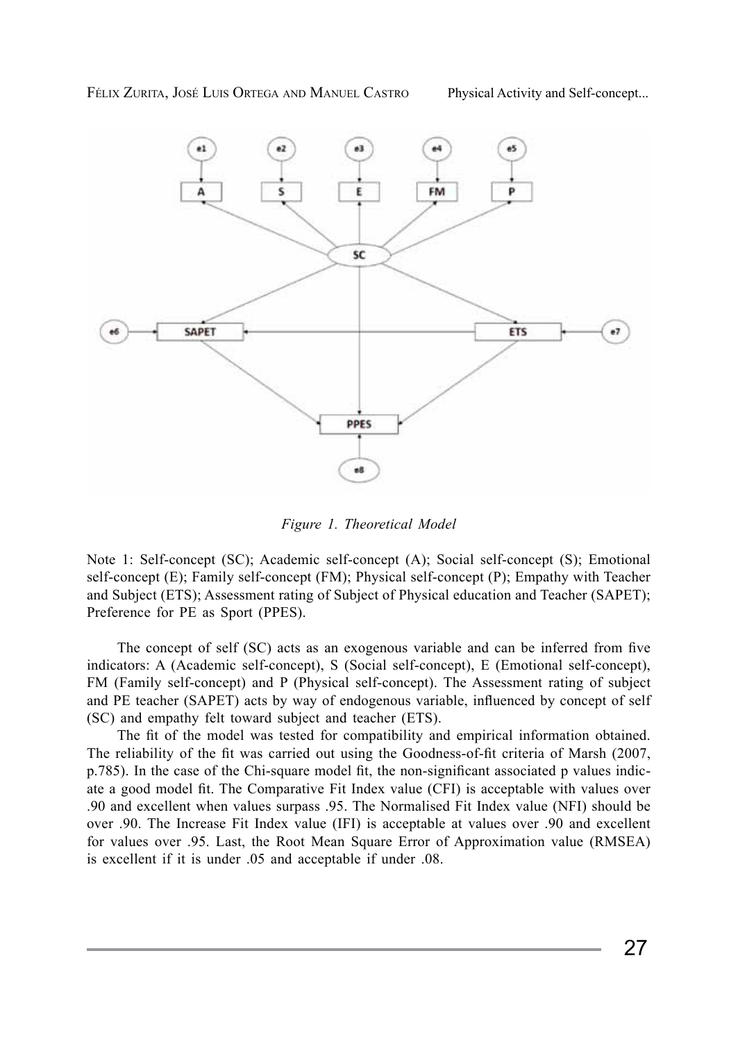*Figure 1. Theoretical Model*

Note 1: Self-concept (SC); Academic self-concept (A); Social self-concept (S); Emotional self-concept (E); Family self-concept (FM); Physical self-concept (P); Empathy with Teacher and Subject (ETS); Assessment rating of Subject of Physical education and Teacher (SAPET); Preference for PE as Sport (PPES).

The concept of self (SC) acts as an exogenous variable and can be inferred from five indicators: A (Academic self-concept), S (Social self-concept), E (Emotional self-concept), FM (Family self-concept) and P (Physical self-concept). The Assessment rating of subject and PE teacher (SAPET) acts by way of endogenous variable, influenced by concept of self (SC) and empathy felt toward subject and teacher (ETS).

The fit of the model was tested for compatibility and empirical information obtained. The reliability of the fit was carried out using the Goodness-of-fit criteria of Marsh (2007, p.785). In the case of the Chi-square model fit, the non-significant associated p values indicate a good model fit. The Comparative Fit Index value (CFI) is acceptable with values over .90 and excellent when values surpass .95. The Normalised Fit Index value (NFI) should be over .90. The Increase Fit Index value (IFI) is acceptable at values over .90 and excellent for values over .95. Last, the Root Mean Square Error of Approximation value (RMSEA) is excellent if it is under .05 and acceptable if under .08.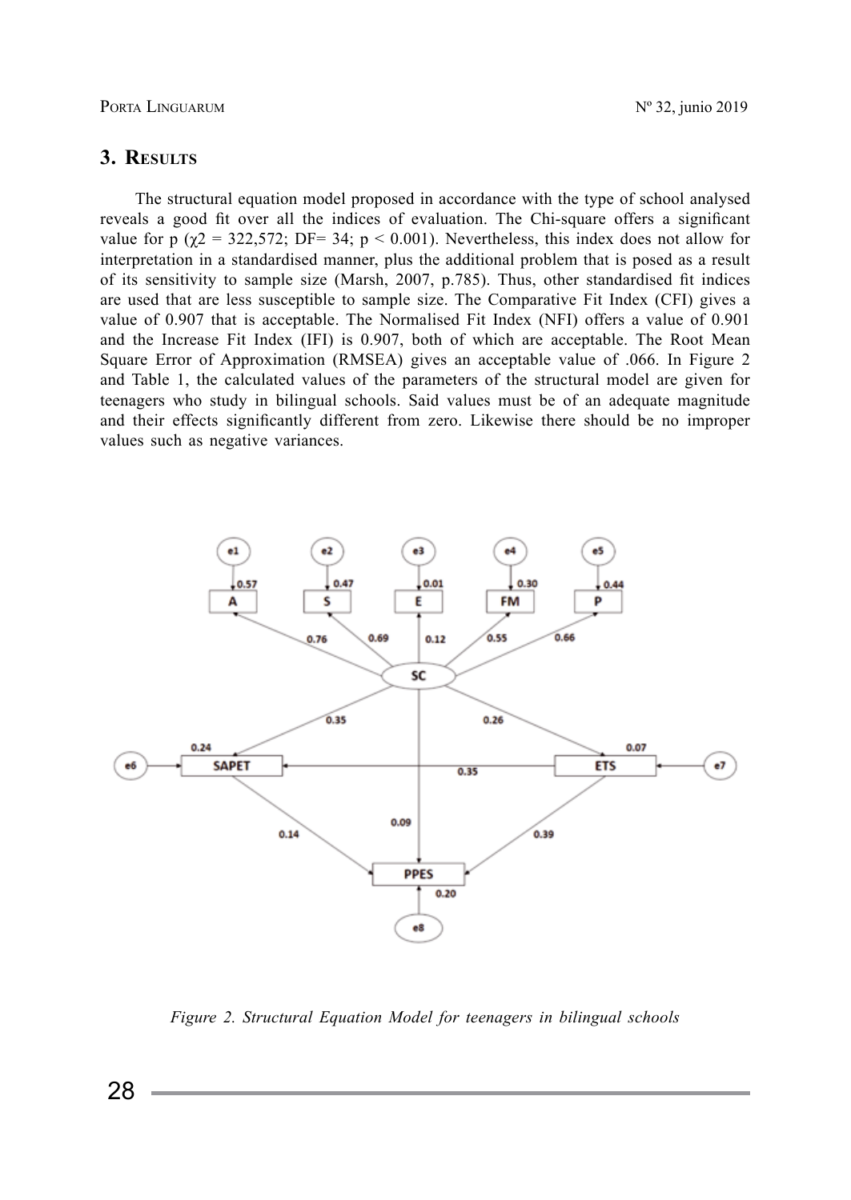## 3. Results

The structural equation model proposed in accordance with the type of school analysed reveals a good fit over all the indices of evaluation. The Chi-square offers a significant value for p ($\chi 2$ = 322,572; DF= 34; $p < 0.001$). Nevertheless, this index does not allow for interpretation in a standardised manner, plus the additional problem that is posed as a result of its sensitivity to sample size (Marsh, 2007, p.785). Thus, other standardised fit indices are used that are less susceptible to sample size. The Comparative Fit Index (CFI) gives a value of 0.907 that is acceptable. The Normalised Fit Index (NFI) offers a value of 0.901 and the Increase Fit Index (IFI) is 0.907, both of which are acceptable. The Root Mean Square Error of Approximation (RMSEA) gives an acceptable value of .066. In Figure 2 and Table 1, the calculated values of the parameters of the structural model are given for teenagers who study in bilingual schools. Said values must be of an adequate magnitude and their effects significantly different from zero. Likewise there should be no improper values such as negative variances.

*Figure 2. Structural Equation Model for teenagers in bilingual schools*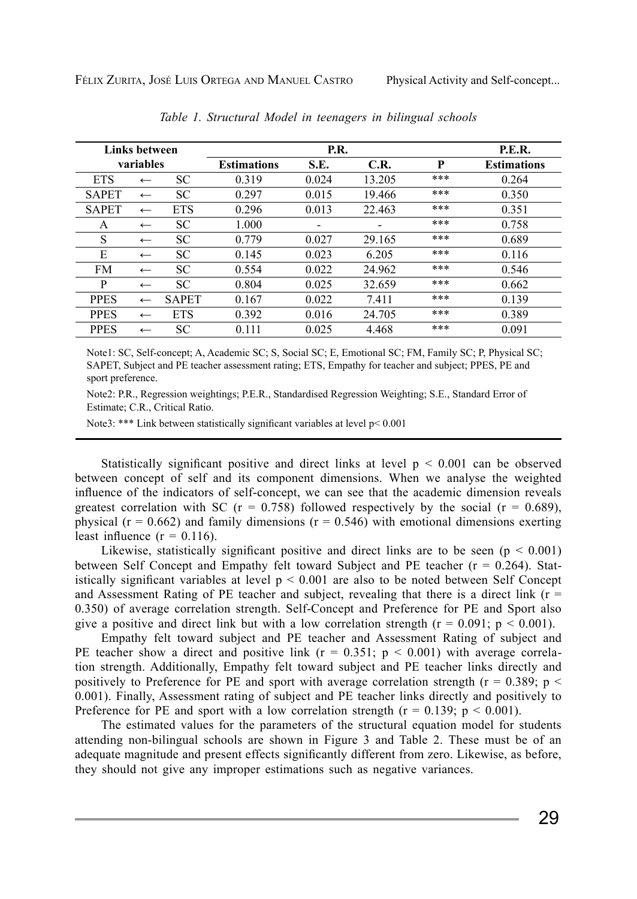*Table 1. Structural Model in teenagers in bilingual schools*

| Links between variables | | | P.R. | | | | P.E.R. |
|---|---|---|---|---|---|---|---|
| | | | Estimations | S.E. | C.R. | P | Estimations |
| ETS | ← | SC | 0.319 | 0.024 | 13.205 | *** | 0.264 |
| SAPET | ← | SC | 0.297 | 0.015 | 19.466 | *** | 0.350 |
| SAPET | ← | ETS | 0.296 | 0.013 | 22.463 | *** | 0.351 |
| A | ← | SC | 1.000 | - | - | *** | 0.758 |
| S | ← | SC | 0.779 | 0.027 | 29.165 | *** | 0.689 |
| E | ← | SC | 0.145 | 0.023 | 6.205 | *** | 0.116 |
| FM | ← | SC | 0.554 | 0.022 | 24.962 | *** | 0.546 |
| P | ← | SC | 0.804 | 0.025 | 32.659 | *** | 0.662 |
| PPES | ← | SAPET | 0.167 | 0.022 | 7.411 | *** | 0.139 |
| PPES | ← | ETS | 0.392 | 0.016 | 24.705 | *** | 0.389 |
| PPES | ← | SC | 0.111 | 0.025 | 4.468 | *** | 0.091 |

Note1: SC, Self-concept; A, Academic SC; S, Social SC; E, Emotional SC; FM, Family SC; P, Physical SC; SAPET, Subject and PE teacher assessment rating; ETS, Empathy for teacher and subject; PPES, PE and sport preference.

Note2: P.R., Regression weightings; P.E.R., Standardised Regression Weighting; S.E., Standard Error of Estimate; C.R., Critical Ratio.

Note3: *** Link between statistically significant variables at level $p < 0.001$

Statistically significant positive and direct links at level $p < 0.001$ can be observed between concept of self and its component dimensions. When we analyse the weighted influence of the indicators of self-concept, we can see that the academic dimension reveals greatest correlation with SC ($r = 0.758$) followed respectively by the social ($r = 0.689$), physical ($r = 0.662$) and family dimensions ($r = 0.546$) with emotional dimensions exerting least influence ($r = 0.116$).

Likewise, statistically significant positive and direct links are to be seen ($p < 0.001$) between Self Concept and Empathy felt toward Subject and PE teacher ($r = 0.264$). Statistically significant variables at level $p < 0.001$ are also to be noted between Self Concept and Assessment Rating of PE teacher and subject, revealing that there is a direct link ($r = 0.350$) of average correlation strength. Self-Concept and Preference for PE and Sport also give a positive and direct link but with a low correlation strength ($r = 0.091$; $p < 0.001$).

Empathy felt toward subject and PE teacher and Assessment Rating of subject and PE teacher show a direct and positive link ($r = 0.351$; $p < 0.001$) with average correlation strength. Additionally, Empathy felt toward subject and PE teacher links directly and positively to Preference for PE and sport with average correlation strength ($r = 0.389$; $p < 0.001$). Finally, Assessment rating of subject and PE teacher links directly and positively to Preference for PE and sport with a low correlation strength ($r = 0.139$; $p < 0.001$).

The estimated values for the parameters of the structural equation model for students attending non-bilingual schools are shown in Figure 3 and Table 2. These must be of an adequate magnitude and present effects significantly different from zero. Likewise, as before, they should not give any improper estimations such as negative variances.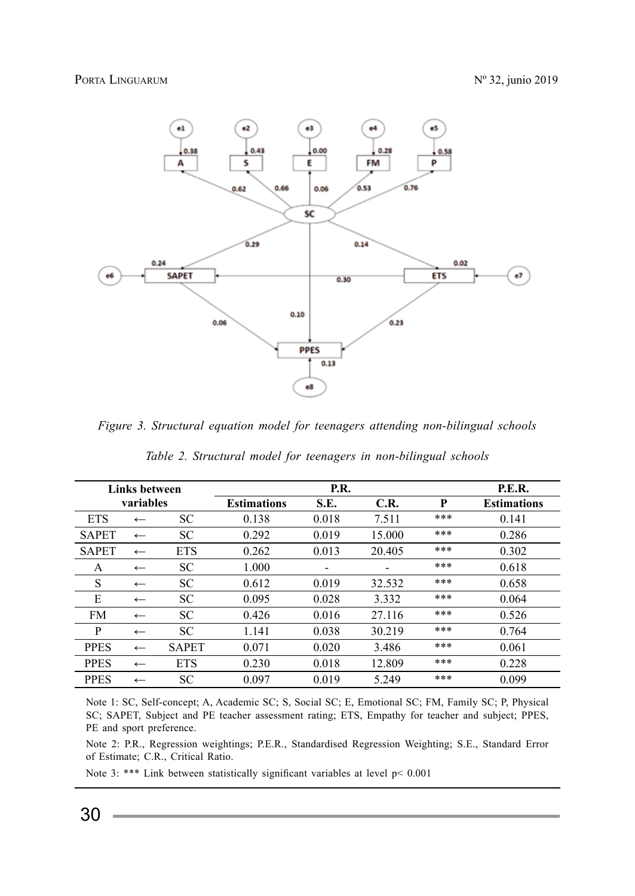*Figure 3. Structural equation model for teenagers attending non-bilingual schools*

*Table 2. Structural model for teenagers in non-bilingual schools*

| Links between variables | | | P.R. | | | | P.E.R. |
|---|---|---|---|---|---|---|---|
| | | | Estimations | S.E. | C.R. | P | Estimations |
| ETS | ← | SC | 0.138 | 0.018 | 7.511 | *** | 0.141 |
| SAPET | ← | SC | 0.292 | 0.019 | 15.000 | *** | 0.286 |
| SAPET | ← | ETS | 0.262 | 0.013 | 20.405 | *** | 0.302 |
| A | ← | SC | 1.000 | - | - | *** | 0.618 |
| S | ← | SC | 0.612 | 0.019 | 32.532 | *** | 0.658 |
| E | ← | SC | 0.095 | 0.028 | 3.332 | *** | 0.064 |
| FM | ← | SC | 0.426 | 0.016 | 27.116 | *** | 0.526 |
| P | ← | SC | 1.141 | 0.038 | 30.219 | *** | 0.764 |
| PPES | ← | SAPET | 0.071 | 0.020 | 3.486 | *** | 0.061 |
| PPES | ← | ETS | 0.230 | 0.018 | 12.809 | *** | 0.228 |
| PPES | ← | SC | 0.097 | 0.019 | 5.249 | *** | 0.099 |

Note 1: SC, Self-concept; A, Academic SC; S, Social SC; E, Emotional SC; FM, Family SC; P, Physical SC; SAPET, Subject and PE teacher assessment rating; ETS, Empathy for teacher and subject; PPES, PE and sport preference.

Note 2: P.R., Regression weightings; P.E.R., Standardised Regression Weighting; S.E., Standard Error of Estimate; C.R., Critical Ratio.

Note 3: *** Link between statistically significant variables at level $p < 0.001$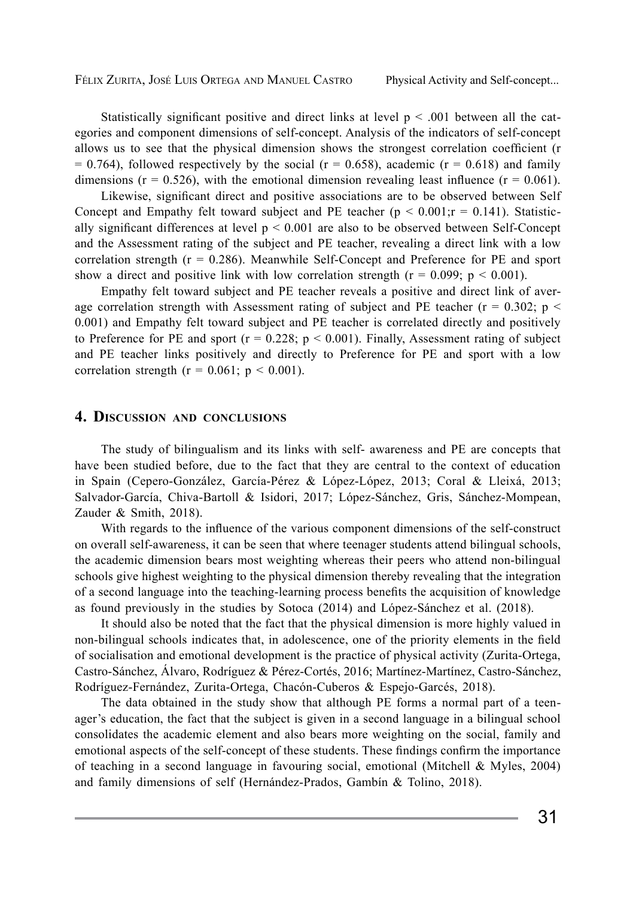Statistically significant positive and direct links at level $p < .001$ between all the categories and component dimensions of self-concept. Analysis of the indicators of self-concept allows us to see that the physical dimension shows the strongest correlation coefficient ($r = 0.764$), followed respectively by the social ($r = 0.658$), academic ($r = 0.618$) and family dimensions ($r = 0.526$), with the emotional dimension revealing least influence ($r = 0.061$).

Likewise, significant direct and positive associations are to be observed between Self Concept and Empathy felt toward subject and PE teacher ($p < 0.001; r = 0.141$). Statistically significant differences at level $p < 0.001$ are also to be observed between Self-Concept and the Assessment rating of the subject and PE teacher, revealing a direct link with a low correlation strength ($r = 0.286$). Meanwhile Self-Concept and Preference for PE and sport show a direct and positive link with low correlation strength ($r = 0.099$; $p < 0.001$).

Empathy felt toward subject and PE teacher reveals a positive and direct link of average correlation strength with Assessment rating of subject and PE teacher ($r = 0.302$; $p < 0.001$) and Empathy felt toward subject and PE teacher is correlated directly and positively to Preference for PE and sport ($r = 0.228$; $p < 0.001$). Finally, Assessment rating of subject and PE teacher links positively and directly to Preference for PE and sport with a low correlation strength ($r = 0.061$; $p < 0.001$).

## 4. Discussion and conclusions

The study of bilingualism and its links with self- awareness and PE are concepts that have been studied before, due to the fact that they are central to the context of education in Spain (Cepero-González, García-Pérez & López-López, 2013; Coral & Lleixá, 2013; Salvador-García, Chiva-Bartoll & Isidori, 2017; López-Sánchez, Gris, Sánchez-Mompean, Zauder & Smith, 2018).

With regards to the influence of the various component dimensions of the self-construct on overall self-awareness, it can be seen that where teenager students attend bilingual schools, the academic dimension bears most weighting whereas their peers who attend non-bilingual schools give highest weighting to the physical dimension thereby revealing that the integration of a second language into the teaching-learning process benefits the acquisition of knowledge as found previously in the studies by Sotoca (2014) and López-Sánchez et al. (2018).

It should also be noted that the fact that the physical dimension is more highly valued in non-bilingual schools indicates that, in adolescence, one of the priority elements in the field of socialisation and emotional development is the practice of physical activity (Zurita-Ortega, Castro-Sánchez, Álvaro, Rodríguez & Pérez-Cortés, 2016; Martínez-Martínez, Castro-Sánchez, Rodríguez-Fernández, Zurita-Ortega, Chacón-Cuberos & Espejo-Garcés, 2018).

The data obtained in the study show that although PE forms a normal part of a teenager's education, the fact that the subject is given in a second language in a bilingual school consolidates the academic element and also bears more weighting on the social, family and emotional aspects of the self-concept of these students. These findings confirm the importance of teaching in a second language in favouring social, emotional (Mitchell & Myles, 2004) and family dimensions of self (Hernández-Prados, Gambín & Tolino, 2018).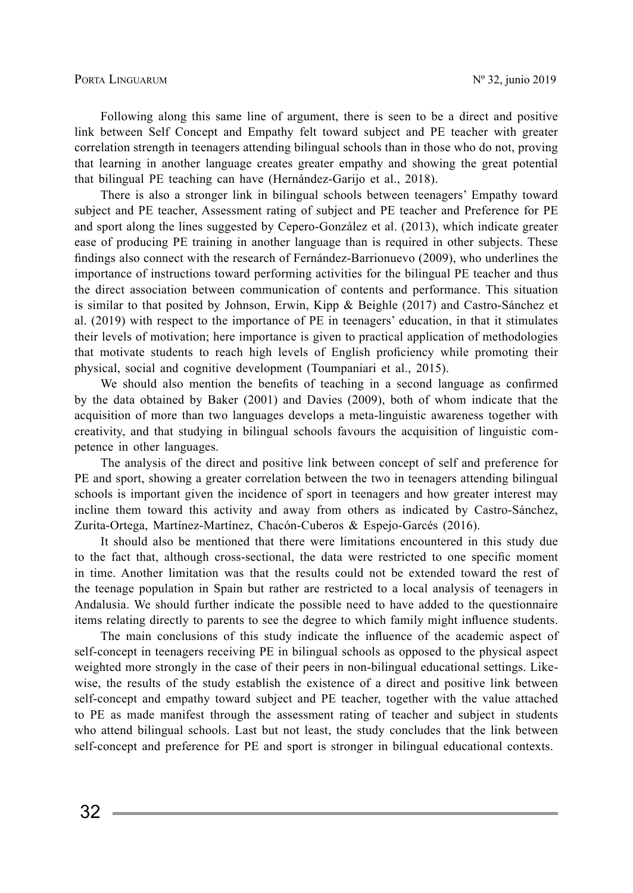Following along this same line of argument, there is seen to be a direct and positive link between Self Concept and Empathy felt toward subject and PE teacher with greater correlation strength in teenagers attending bilingual schools than in those who do not, proving that learning in another language creates greater empathy and showing the great potential that bilingual PE teaching can have (Hernández-Garijo et al., 2018).

There is also a stronger link in bilingual schools between teenagers' Empathy toward subject and PE teacher, Assessment rating of subject and PE teacher and Preference for PE and sport along the lines suggested by Cepero-González et al. (2013), which indicate greater ease of producing PE training in another language than is required in other subjects. These findings also connect with the research of Fernández-Barrionuevo (2009), who underlines the importance of instructions toward performing activities for the bilingual PE teacher and thus the direct association between communication of contents and performance. This situation is similar to that posited by Johnson, Erwin, Kipp & Beighle (2017) and Castro-Sánchez et al. (2019) with respect to the importance of PE in teenagers' education, in that it stimulates their levels of motivation; here importance is given to practical application of methodologies that motivate students to reach high levels of English proficiency while promoting their physical, social and cognitive development (Toumpaniari et al., 2015).

We should also mention the benefits of teaching in a second language as confirmed by the data obtained by Baker (2001) and Davies (2009), both of whom indicate that the acquisition of more than two languages develops a meta-linguistic awareness together with creativity, and that studying in bilingual schools favours the acquisition of linguistic competence in other languages.

The analysis of the direct and positive link between concept of self and preference for PE and sport, showing a greater correlation between the two in teenagers attending bilingual schools is important given the incidence of sport in teenagers and how greater interest may incline them toward this activity and away from others as indicated by Castro-Sánchez, Zurita-Ortega, Martínez-Martínez, Chacón-Cuberos & Espejo-Garcés (2016).

It should also be mentioned that there were limitations encountered in this study due to the fact that, although cross-sectional, the data were restricted to one specific moment in time. Another limitation was that the results could not be extended toward the rest of the teenage population in Spain but rather are restricted to a local analysis of teenagers in Andalusia. We should further indicate the possible need to have added to the questionnaire items relating directly to parents to see the degree to which family might influence students.

The main conclusions of this study indicate the influence of the academic aspect of self-concept in teenagers receiving PE in bilingual schools as opposed to the physical aspect weighted more strongly in the case of their peers in non-bilingual educational settings. Likewise, the results of the study establish the existence of a direct and positive link between self-concept and empathy toward subject and PE teacher, together with the value attached to PE as made manifest through the assessment rating of teacher and subject in students who attend bilingual schools. Last but not least, the study concludes that the link between self-concept and preference for PE and sport is stronger in bilingual educational contexts.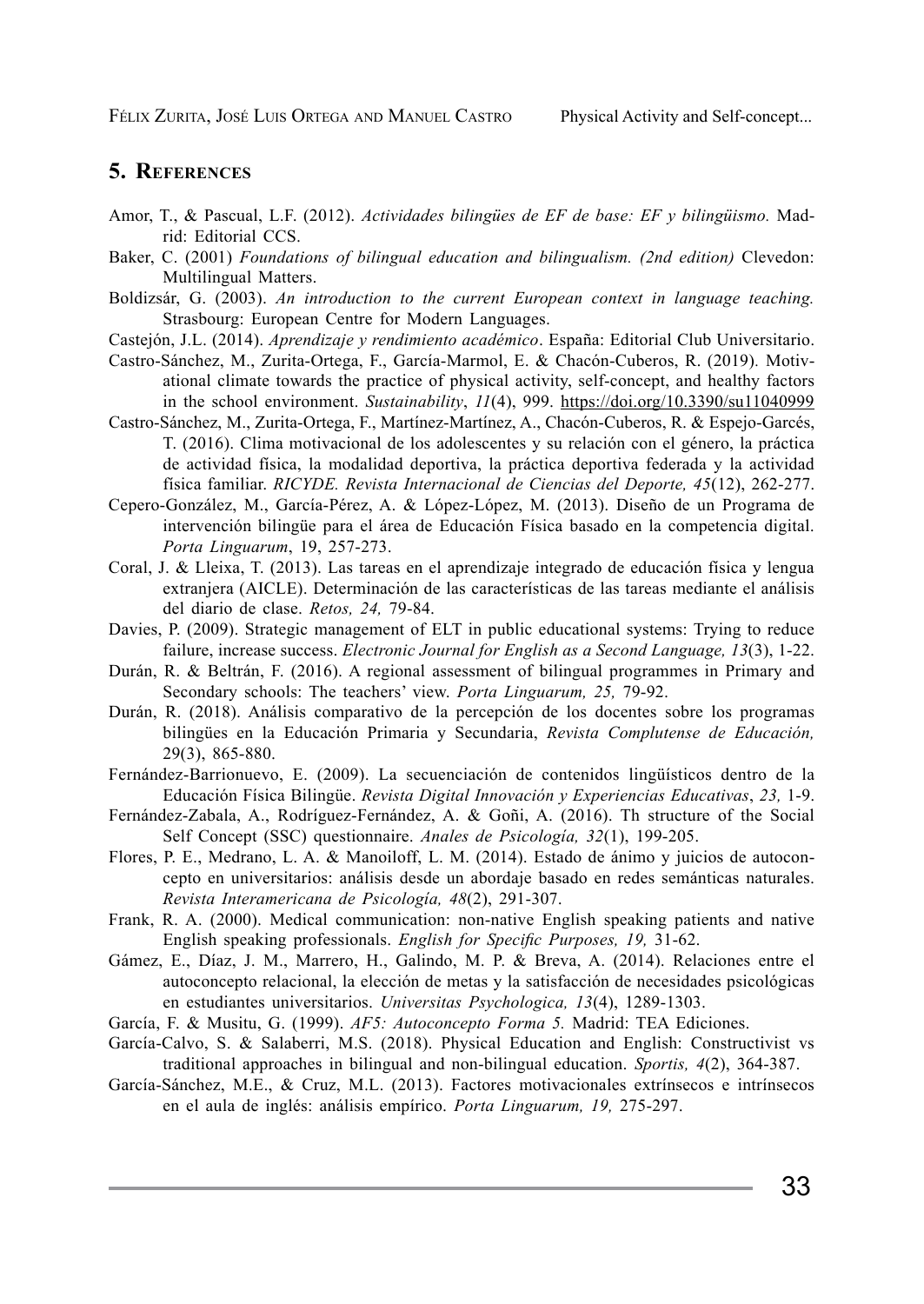## 5. References

Amor, T., & Pascual, L.F. (2012). *Actividades bilingües de EF de base: EF y bilingüismo.* Madrid: Editorial CCS.

Baker, C. (2001) *Foundations of bilingual education and bilingualism. (2nd edition)* Clevedon: Multilingual Matters.

Boldizsár, G. (2003). *An introduction to the current European context in language teaching.* Strasbourg: European Centre for Modern Languages.

Castejón, J.L. (2014). *Aprendizaje y rendimiento académico*. España: Editorial Club Universitario.

Castro-Sánchez, M., Zurita-Ortega, F., García-Marmol, E. & Chacón-Cuberos, R. (2019). Motivational climate towards the practice of physical activity, self-concept, and healthy factors in the school environment. *Sustainability*, *11*(4), 999. https://doi.org/10.3390/su11040999

Castro-Sánchez, M., Zurita-Ortega, F., Martínez-Martínez, A., Chacón-Cuberos, R. & Espejo-Garcés, T. (2016). Clima motivacional de los adolescentes y su relación con el género, la práctica de actividad física, la modalidad deportiva, la práctica deportiva federada y la actividad física familiar. *RICYDE. Revista Internacional de Ciencias del Deporte, 45*(12), 262-277.

Cepero-González, M., García-Pérez, A. & López-López, M. (2013). Diseño de un Programa de intervención bilingüe para el área de Educación Física basado en la competencia digital. *Porta Linguarum*, 19, 257-273.

Coral, J. & Lleixa, T. (2013). Las tareas en el aprendizaje integrado de educación física y lengua extranjera (AICLE). Determinación de las características de las tareas mediante el análisis del diario de clase. *Retos, 24,* 79-84.

Davies, P. (2009). Strategic management of ELT in public educational systems: Trying to reduce failure, increase success. *Electronic Journal for English as a Second Language, 13*(3), 1-22.

Durán, R. & Beltrán, F. (2016). A regional assessment of bilingual programmes in Primary and Secondary schools: The teachers' view. *Porta Linguarum, 25,* 79-92.

Durán, R. (2018). Análisis comparativo de la percepción de los docentes sobre los programas bilingües en la Educación Primaria y Secundaria, *Revista Complutense de Educación,* 29(3), 865-880.

Fernández-Barrionuevo, E. (2009). La secuenciación de contenidos lingüísticos dentro de la Educación Física Bilingüe. *Revista Digital Innovación y Experiencias Educativas*, *23,* 1-9.

Fernández-Zabala, A., Rodríguez-Fernández, A. & Goñi, A. (2016). Th structure of the Social Self Concept (SSC) questionnaire. *Anales de Psicología, 32*(1), 199-205.

Flores, P. E., Medrano, L. A. & Manoiloff, L. M. (2014). Estado de ánimo y juicios de autoconcepto en universitarios: análisis desde un abordaje basado en redes semánticas naturales. *Revista Interamericana de Psicología, 48*(2), 291-307.

Frank, R. A. (2000). Medical communication: non-native English speaking patients and native English speaking professionals. *English for Specific Purposes, 19,* 31-62.

Gámez, E., Díaz, J. M., Marrero, H., Galindo, M. P. & Breva, A. (2014). Relaciones entre el autoconcepto relacional, la elección de metas y la satisfacción de necesidades psicológicas en estudiantes universitarios. *Universitas Psychologica, 13*(4), 1289-1303.

García, F. & Musitu, G. (1999). *AF5: Autoconcepto Forma 5.* Madrid: TEA Ediciones.

García-Calvo, S. & Salaberri, M.S. (2018). Physical Education and English: Constructivist vs traditional approaches in bilingual and non-bilingual education. *Sportis, 4*(2), 364-387.

García-Sánchez, M.E., & Cruz, M.L. (2013). Factores motivacionales extrínsecos e intrínsecos en el aula de inglés: análisis empírico. *Porta Linguarum, 19,* 275-297.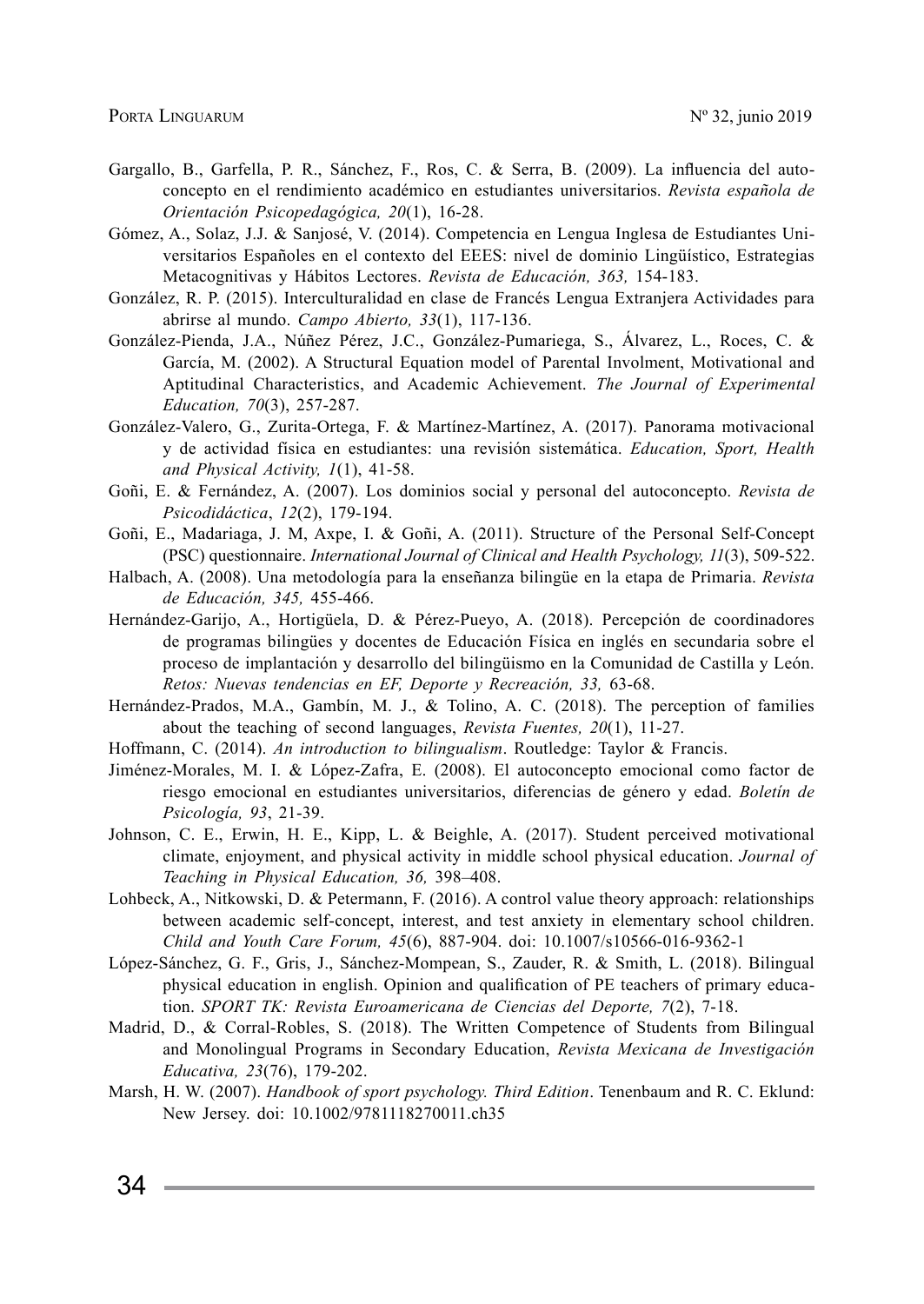Gargallo, B., Garfella, P. R., Sánchez, F., Ros, C. & Serra, B. (2009). La influencia del autoconcepto en el rendimiento académico en estudiantes universitarios. *Revista española de Orientación Psicopedagógica, 20*(1), 16-28.

Gómez, A., Solaz, J.J. & Sanjosé, V. (2014). Competencia en Lengua Inglesa de Estudiantes Universitarios Españoles en el contexto del EEES: nivel de dominio Lingüístico, Estrategias Metacognitivas y Hábitos Lectores. *Revista de Educación, 363,* 154-183.

González, R. P. (2015). Interculturalidad en clase de Francés Lengua Extranjera Actividades para abrirse al mundo. *Campo Abierto, 33*(1), 117-136.

González-Pienda, J.A., Núñez Pérez, J.C., González-Pumariega, S., Álvarez, L., Roces, C. & García, M. (2002). A Structural Equation model of Parental Involment, Motivational and Aptitudinal Characteristics, and Academic Achievement. *The Journal of Experimental Education, 70*(3), 257-287.

González-Valero, G., Zurita-Ortega, F. & Martínez-Martínez, A. (2017). Panorama motivacional y de actividad física en estudiantes: una revisión sistemática. *Education, Sport, Health and Physical Activity, 1*(1), 41-58.

Goñi, E. & Fernández, A. (2007). Los dominios social y personal del autoconcepto. *Revista de Psicodidáctica*, *12*(2), 179-194.

Goñi, E., Madariaga, J. M, Axpe, I. & Goñi, A. (2011). Structure of the Personal Self-Concept (PSC) questionnaire. *International Journal of Clinical and Health Psychology, 11*(3), 509-522.

Halbach, A. (2008). Una metodología para la enseñanza bilingüe en la etapa de Primaria. *Revista de Educación, 345,* 455-466.

Hernández-Garijo, A., Hortigüela, D. & Pérez-Pueyo, A. (2018). Percepción de coordinadores de programas bilingües y docentes de Educación Física en inglés en secundaria sobre el proceso de implantación y desarrollo del bilingüismo en la Comunidad de Castilla y León. *Retos: Nuevas tendencias en EF, Deporte y Recreación, 33,* 63-68.

Hernández-Prados, M.A., Gambín, M. J., & Tolino, A. C. (2018). The perception of families about the teaching of second languages, *Revista Fuentes, 20*(1), 11-27.

Hoffmann, C. (2014). *An introduction to bilingualism*. Routledge: Taylor & Francis.

Jiménez-Morales, M. I. & López-Zafra, E. (2008). El autoconcepto emocional como factor de riesgo emocional en estudiantes universitarios, diferencias de género y edad. *Boletín de Psicología, 93*, 21-39.

Johnson, C. E., Erwin, H. E., Kipp, L. & Beighle, A. (2017). Student perceived motivational climate, enjoyment, and physical activity in middle school physical education. *Journal of Teaching in Physical Education, 36,* 398–408.

Lohbeck, A., Nitkowski, D. & Petermann, F. (2016). A control value theory approach: relationships between academic self-concept, interest, and test anxiety in elementary school children. *Child and Youth Care Forum, 45*(6), 887-904. doi: 10.1007/s10566-016-9362-1

López-Sánchez, G. F., Gris, J., Sánchez-Mompean, S., Zauder, R. & Smith, L. (2018). Bilingual physical education in english. Opinion and qualification of PE teachers of primary education. *SPORT TK: Revista Euroamericana de Ciencias del Deporte, 7*(2), 7-18.

Madrid, D., & Corral-Robles, S. (2018). The Written Competence of Students from Bilingual and Monolingual Programs in Secondary Education, *Revista Mexicana de Investigación Educativa, 23*(76), 179-202.

Marsh, H. W. (2007). *Handbook of sport psychology. Third Edition*. Tenenbaum and R. C. Eklund: New Jersey. doi: 10.1002/9781118270011.ch35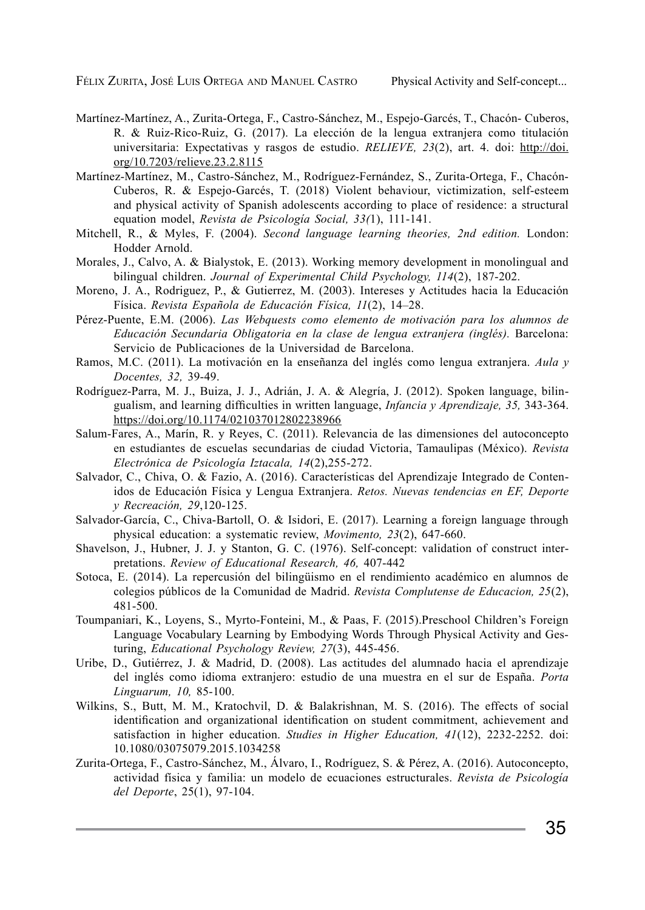Martínez-Martínez, A., Zurita-Ortega, F., Castro-Sánchez, M., Espejo-Garcés, T., Chacón- Cuberos, R. & Ruiz-Rico-Ruiz, G. (2017). La elección de la lengua extranjera como titulación universitaria: Expectativas y rasgos de estudio. *RELIEVE, 23*(2), art. 4. doi: http://doi.org/10.7203/relieve.23.2.8115

Martínez-Martínez, M., Castro-Sánchez, M., Rodríguez-Fernández, S., Zurita-Ortega, F., Chacón-Cuberos, R. & Espejo-Garcés, T. (2018) Violent behaviour, victimization, self-esteem and physical activity of Spanish adolescents according to place of residence: a structural equation model, *Revista de Psicología Social, 33(*1), 111-141.

Mitchell, R., & Myles, F. (2004). *Second language learning theories, 2nd edition.* London: Hodder Arnold.

Morales, J., Calvo, A. & Bialystok, E. (2013). Working memory development in monolingual and bilingual children. *Journal of Experimental Child Psychology, 114*(2), 187-202.

Moreno, J. A., Rodriguez, P., & Gutierrez, M. (2003). Intereses y Actitudes hacia la Educación Física. *Revista Española de Educación Física, 11*(2), 14–28.

Pérez-Puente, E.M. (2006). *Las Webquests como elemento de motivación para los alumnos de Educación Secundaria Obligatoria en la clase de lengua extranjera (inglés).* Barcelona: Servicio de Publicaciones de la Universidad de Barcelona.

Ramos, M.C. (2011). La motivación en la enseñanza del inglés como lengua extranjera. *Aula y Docentes, 32,* 39-49.

Rodríguez-Parra, M. J., Buiza, J. J., Adrián, J. A. & Alegría, J. (2012). Spoken language, bilingualism, and learning difficulties in written language, *Infancia y Aprendizaje, 35,* 343-364. https://doi.org/10.1174/021037012802238966

Salum-Fares, A., Marín, R. y Reyes, C. (2011). Relevancia de las dimensiones del autoconcepto en estudiantes de escuelas secundarias de ciudad Victoria, Tamaulipas (México). *Revista Electrónica de Psicología Iztacala, 14*(2),255-272.

Salvador, C., Chiva, O. & Fazio, A. (2016). Características del Aprendizaje Integrado de Contenidos de Educación Física y Lengua Extranjera. *Retos. Nuevas tendencias en EF, Deporte y Recreación, 29*,120-125.

Salvador-García, C., Chiva-Bartoll, O. & Isidori, E. (2017). Learning a foreign language through physical education: a systematic review, *Movimento, 23*(2), 647-660.

Shavelson, J., Hubner, J. J. y Stanton, G. C. (1976). Self-concept: validation of construct interpretations. *Review of Educational Research, 46,* 407-442

Sotoca, E. (2014). La repercusión del bilingüismo en el rendimiento académico en alumnos de colegios públicos de la Comunidad de Madrid. *Revista Complutense de Educacion, 25*(2), 481-500.

Toumpaniari, K., Loyens, S., Myrto-Fonteini, M., & Paas, F. (2015).Preschool Children's Foreign Language Vocabulary Learning by Embodying Words Through Physical Activity and Gesturing, *Educational Psychology Review, 27*(3), 445-456.

Uribe, D., Gutiérrez, J. & Madrid, D. (2008). Las actitudes del alumnado hacia el aprendizaje del inglés como idioma extranjero: estudio de una muestra en el sur de España. *Porta Linguarum, 10,* 85-100.

Wilkins, S., Butt, M. M., Kratochvil, D. & Balakrishnan, M. S. (2016). The effects of social identification and organizational identification on student commitment, achievement and satisfaction in higher education. *Studies in Higher Education, 41*(12), 2232-2252. doi: 10.1080/03075079.2015.1034258

Zurita-Ortega, F., Castro-Sánchez, M., Álvaro, I., Rodríguez, S. & Pérez, A. (2016). Autoconcepto, actividad física y familia: un modelo de ecuaciones estructurales. *Revista de Psicología del Deporte*, 25(1), 97-104.